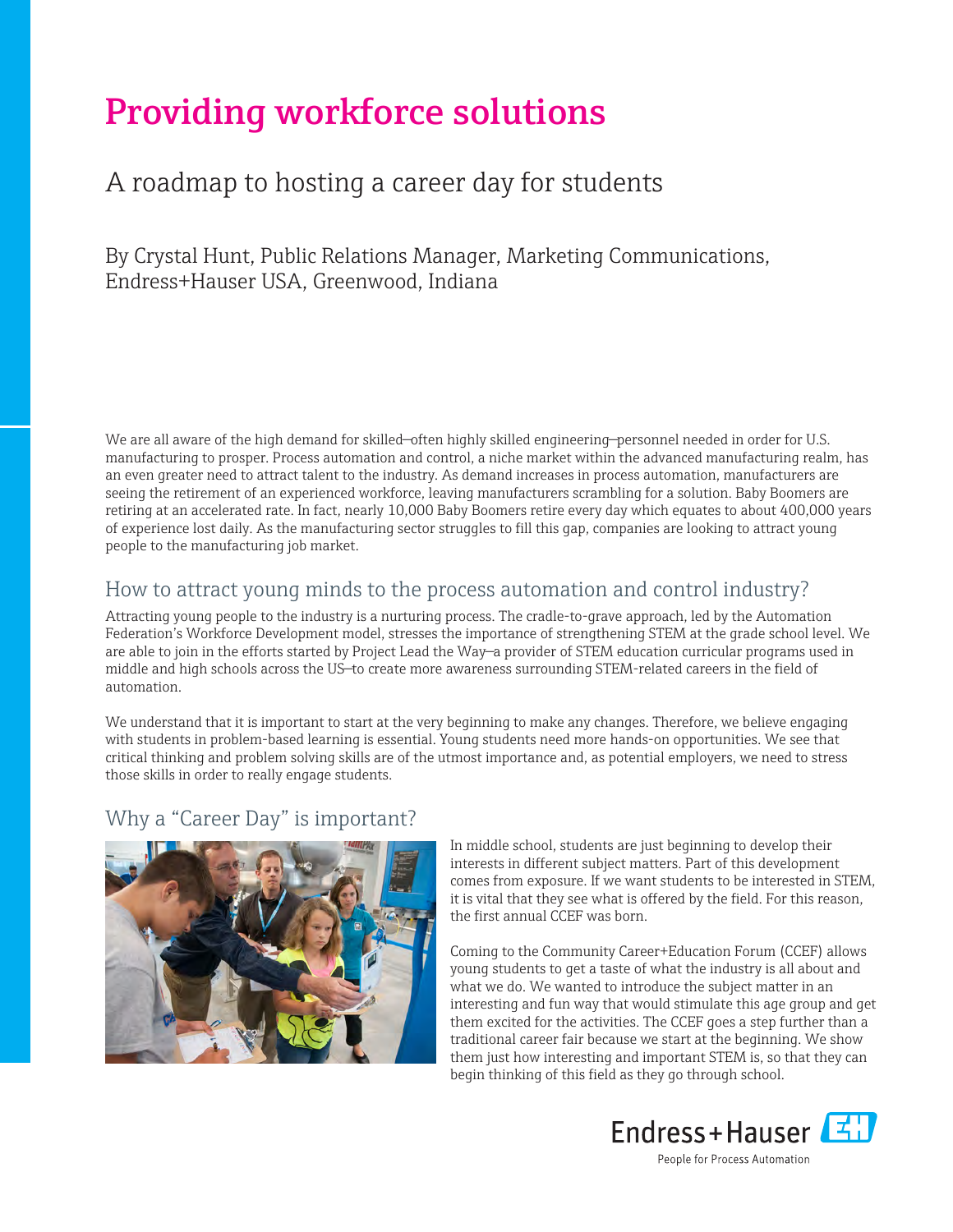# Providing workforce solutions

## A roadmap to hosting a career day for students

By Crystal Hunt, Public Relations Manager, Marketing Communications, Endress+Hauser USA, Greenwood, Indiana

We are all aware of the high demand for skilled—often highly skilled engineering—personnel needed in order for U.S. manufacturing to prosper. Process automation and control, a niche market within the advanced manufacturing realm, has an even greater need to attract talent to the industry. As demand increases in process automation, manufacturers are seeing the retirement of an experienced workforce, leaving manufacturers scrambling for a solution. Baby Boomers are retiring at an accelerated rate. In fact, nearly 10,000 Baby Boomers retire every day which equates to about 400,000 years of experience lost daily. As the manufacturing sector struggles to fill this gap, companies are looking to attract young people to the manufacturing job market.

### How to attract young minds to the process automation and control industry?

Attracting young people to the industry is a nurturing process. The cradle-to-grave approach, led by the Automation Federation's Workforce Development model, stresses the importance of strengthening STEM at the grade school level. We are able to join in the efforts started by Project Lead the Way—a provider of STEM education curricular programs used in middle and high schools across the US—to create more awareness surrounding STEM-related careers in the field of automation.

We understand that it is important to start at the very beginning to make any changes. Therefore, we believe engaging with students in problem-based learning is essential. Young students need more hands-on opportunities. We see that critical thinking and problem solving skills are of the utmost importance and, as potential employers, we need to stress those skills in order to really engage students.

### Why a "Career Day" is important?

In middle school, students are just beginning to develop their interests in different subject matters. Part of this development comes from exposure. If we want students to be interested in STEM, it is vital that they see what is offered by the field. For this reason, the first annual CCEF was born.

Coming to the Community Career+Education Forum (CCEF) allows young students to get a taste of what the industry is all about and what we do. We wanted to introduce the subject matter in an interesting and fun way that would stimulate this age group and get them excited for the activities. The CCEF goes a step further than a traditional career fair because we start at the beginning. We show them just how interesting and important STEM is, so that they can begin thinking of this field as they go through school.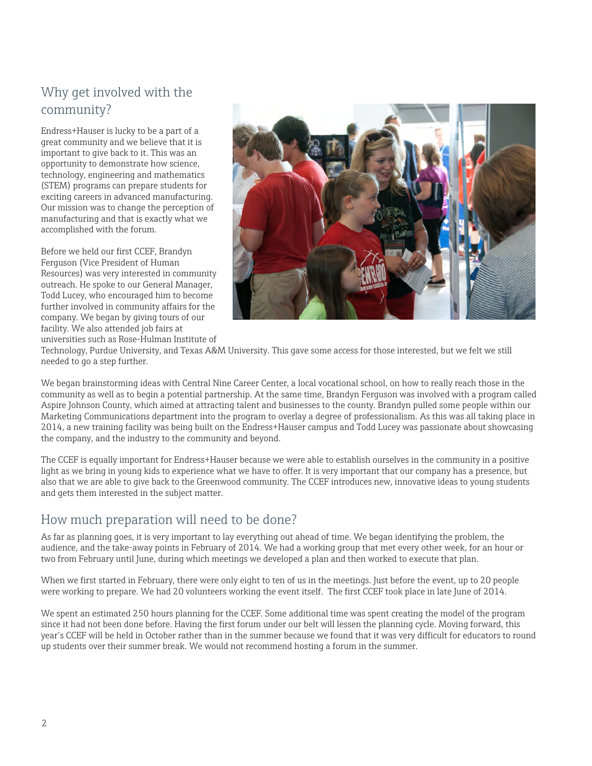## Why get involved with the community?

Endress+Hauser is lucky to be a part of a great community and we believe that it is important to give back to it. This was an opportunity to demonstrate how science, technology, engineering and mathematics (STEM) programs can prepare students for exciting careers in advanced manufacturing. Our mission was to change the perception of manufacturing and that is exactly what we accomplished with the forum.

Before we held our first CCEF, Brandyn Ferguson (Vice President of Human Resources) was very interested in community outreach. He spoke to our General Manager, Todd Lucey, who encouraged him to become further involved in community affairs for the company. We began by giving tours of our facility. We also attended job fairs at universities such as Rose-Hulman Institute of Technology, Purdue University, and Texas A&M University. This gave some access for those interested, but we felt we still needed to go a step further.

We began brainstorming ideas with Central Nine Career Center, a local vocational school, on how to really reach those in the community as well as to begin a potential partnership. At the same time, Brandyn Ferguson was involved with a program called Aspire Johnson County, which aimed at attracting talent and businesses to the county. Brandyn pulled some people within our Marketing Communications department into the program to overlay a degree of professionalism. As this was all taking place in 2014, a new training facility was being built on the Endress+Hauser campus and Todd Lucey was passionate about showcasing the company, and the industry to the community and beyond.

The CCEF is equally important for Endress+Hauser because we were able to establish ourselves in the community in a positive light as we bring in young kids to experience what we have to offer. It is very important that our company has a presence, but also that we are able to give back to the Greenwood community. The CCEF introduces new, innovative ideas to young students and gets them interested in the subject matter.

## How much preparation will need to be done?

As far as planning goes, it is very important to lay everything out ahead of time. We began identifying the problem, the audience, and the take-away points in February of 2014. We had a working group that met every other week, for an hour or two from February until June, during which meetings we developed a plan and then worked to execute that plan.

When we first started in February, there were only eight to ten of us in the meetings. Just before the event, up to 20 people were working to prepare. We had 20 volunteers working the event itself. The first CCEF took place in late June of 2014.

We spent an estimated 250 hours planning for the CCEF. Some additional time was spent creating the model of the program since it had not been done before. Having the first forum under our belt will lessen the planning cycle. Moving forward, this year's CCEF will be held in October rather than in the summer because we found that it was very difficult for educators to round up students over their summer break. We would not recommend hosting a forum in the summer.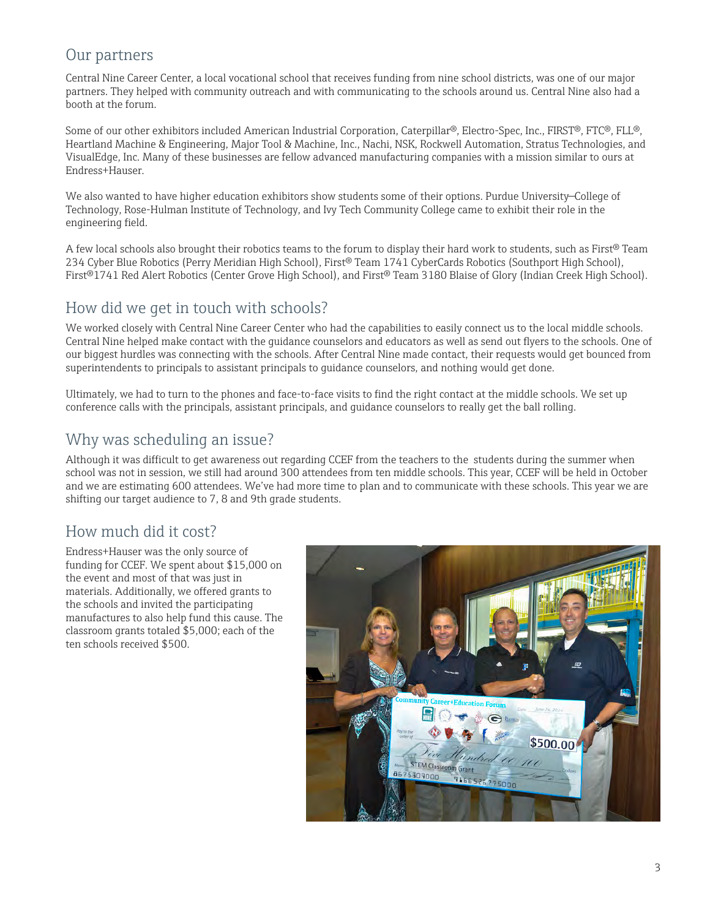## Our partners

Central Nine Career Center, a local vocational school that receives funding from nine school districts, was one of our major partners. They helped with community outreach and with communicating to the schools around us. Central Nine also had a booth at the forum.

Some of our other exhibitors included American Industrial Corporation, Caterpillar®, Electro-Spec, Inc., FIRST®, FTC®, FLL®, Heartland Machine & Engineering, Major Tool & Machine, Inc., Nachi, NSK, Rockwell Automation, Stratus Technologies, and VisualEdge, Inc. Many of these businesses are fellow advanced manufacturing companies with a mission similar to ours at Endress+Hauser.

We also wanted to have higher education exhibitors show students some of their options. Purdue University–College of Technology, Rose-Hulman Institute of Technology, and Ivy Tech Community College came to exhibit their role in the engineering field.

A few local schools also brought their robotics teams to the forum to display their hard work to students, such as First® Team 234 Cyber Blue Robotics (Perry Meridian High School), First® Team 1741 CyberCards Robotics (Southport High School), First®1741 Red Alert Robotics (Center Grove High School), and First® Team 3180 Blaise of Glory (Indian Creek High School).

## How did we get in touch with schools?

We worked closely with Central Nine Career Center who had the capabilities to easily connect us to the local middle schools. Central Nine helped make contact with the guidance counselors and educators as well as send out flyers to the schools. One of our biggest hurdles was connecting with the schools. After Central Nine made contact, their requests would get bounced from superintendents to principals to assistant principals to guidance counselors, and nothing would get done.

Ultimately, we had to turn to the phones and face-to-face visits to find the right contact at the middle schools. We set up conference calls with the principals, assistant principals, and guidance counselors to really get the ball rolling.

## Why was scheduling an issue?

Although it was difficult to get awareness out regarding CCEF from the teachers to the students during the summer when school was not in session, we still had around 300 attendees from ten middle schools. This year, CCEF will be held in October and we are estimating 600 attendees. We've had more time to plan and to communicate with these schools. This year we are shifting our target audience to 7, 8 and 9th grade students.

## How much did it cost?

Endress+Hauser was the only source of funding for CCEF. We spent about $15,000 on the event and most of that was just in materials. Additionally, we offered grants to the schools and invited the participating manufactures to also help fund this cause. The classroom grants totaled $5,000; each of the ten schools received $500.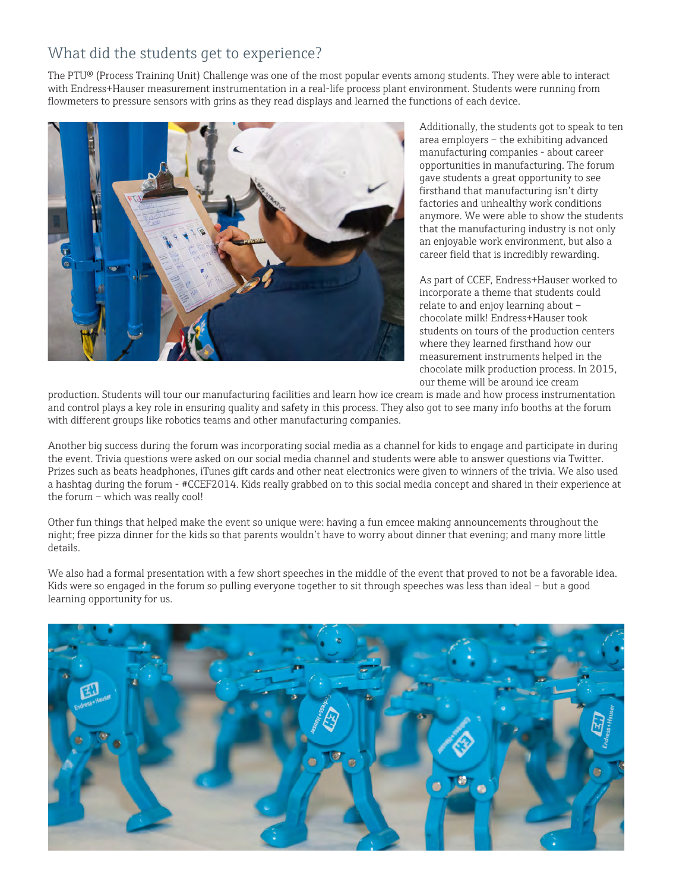## What did the students get to experience?

The PTU® (Process Training Unit) Challenge was one of the most popular events among students. They were able to interact with Endress+Hauser measurement instrumentation in a real-life process plant environment. Students were running from flowmeters to pressure sensors with grins as they read displays and learned the functions of each device.

Additionally, the students got to speak to ten area employers – the exhibiting advanced manufacturing companies - about career opportunities in manufacturing. The forum gave students a great opportunity to see firsthand that manufacturing isn't dirty factories and unhealthy work conditions anymore. We were able to show the students that the manufacturing industry is not only an enjoyable work environment, but also a career field that is incredibly rewarding.

As part of CCEF, Endress+Hauser worked to incorporate a theme that students could relate to and enjoy learning about – chocolate milk! Endress+Hauser took students on tours of the production centers where they learned firsthand how our measurement instruments helped in the chocolate milk production process. In 2015, our theme will be around ice cream production. Students will tour our manufacturing facilities and learn how ice cream is made and how process instrumentation and control plays a key role in ensuring quality and safety in this process. They also got to see many info booths at the forum with different groups like robotics teams and other manufacturing companies.

Another big success during the forum was incorporating social media as a channel for kids to engage and participate in during the event. Trivia questions were asked on our social media channel and students were able to answer questions via Twitter. Prizes such as beats headphones, iTunes gift cards and other neat electronics were given to winners of the trivia. We also used a hashtag during the forum - #CCEF2014. Kids really grabbed on to this social media concept and shared in their experience at the forum – which was really cool!

Other fun things that helped make the event so unique were: having a fun emcee making announcements throughout the night; free pizza dinner for the kids so that parents wouldn't have to worry about dinner that evening; and many more little details.

We also had a formal presentation with a few short speeches in the middle of the event that proved to not be a favorable idea. Kids were so engaged in the forum so pulling everyone together to sit through speeches was less than ideal – but a good learning opportunity for us.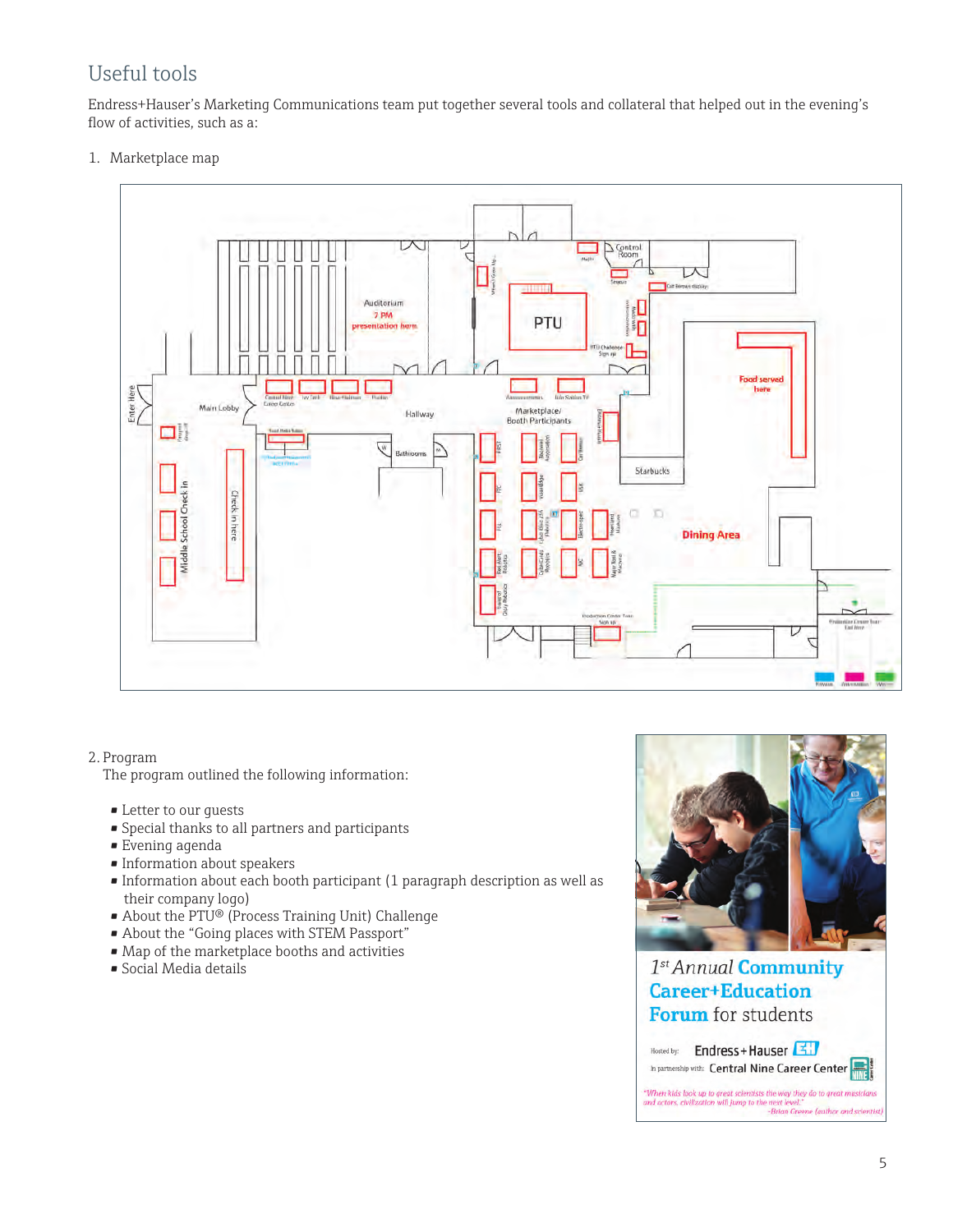## Useful tools

Endress+Hauser's Marketing Communications team put together several tools and collateral that helped out in the evening's flow of activities, such as a:

1. Marketplace map

2. Program
   The program outlined the following information:

- Letter to our guests
- Special thanks to all partners and participants
- Evening agenda
- Information about speakers
- Information about each booth participant (1 paragraph description as well as their company logo)
- About the PTU® (Process Training Unit) Challenge
- About the "Going places with STEM Passport"
- Map of the marketplace booths and activities
- Social Media details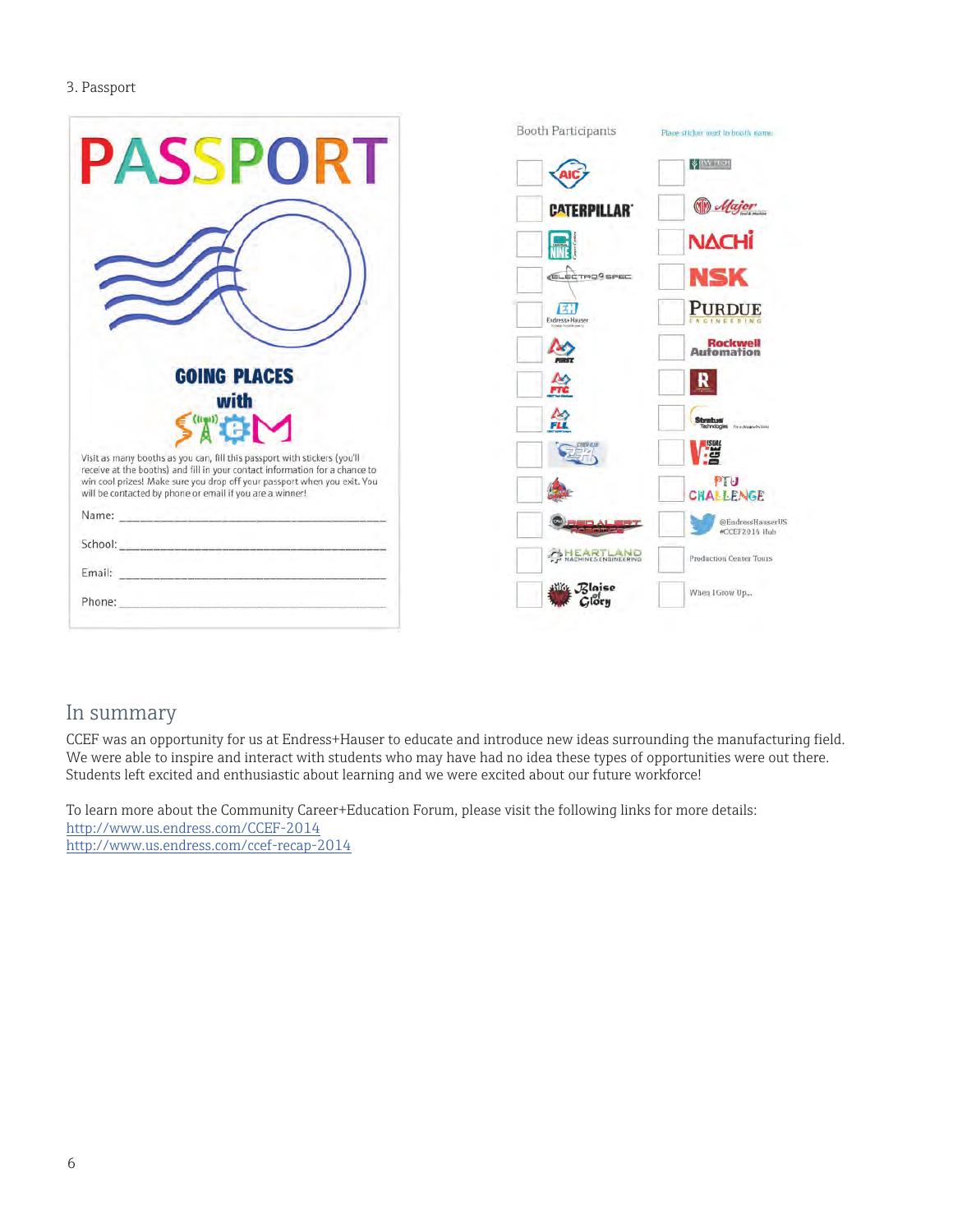3. Passport

# PASSPORT

GOING PLACES with STEM

Visit as many booths as you can, fill this passport with stickers (you'll receive at the booths) and fill in your contact information for a chance to win cool prizes! Make sure you drop off your passport when you exit. You will be contacted by phone or email if you are a winner!

Name: ______________________________

School: ______________________________

Email: ______________________________

Phone: ______________________________

Booth Participants

Place sticker next to booth name

- AIC
- Caterpillar
- Central Nine Career Center
- Electro-Spec
- Endress+Hauser
- FIRST
- FTC
- FLL
- Team 3176
- Red Alert Robotics
- Heartland Machine & Engineering
- Blaise of Glory
- Ivy Tech
- Major Tool & Machine
- NACHI
- NSK
- Purdue Engineering
- Rockwell Automation
- R
- Stratus Technologies
- Visual DSI
- PTU Challenge
- @EndressHauserUS #CCEF2014 Hub
- Production Center Tours
- When I Grow Up...

## In summary

CCEF was an opportunity for us at Endress+Hauser to educate and introduce new ideas surrounding the manufacturing field. We were able to inspire and interact with students who may have had no idea these types of opportunities were out there. Students left excited and enthusiastic about learning and we were excited about our future workforce!

To learn more about the Community Career+Education Forum, please visit the following links for more details:
http://www.us.endress.com/CCEF-2014
http://www.us.endress.com/ccef-recap-2014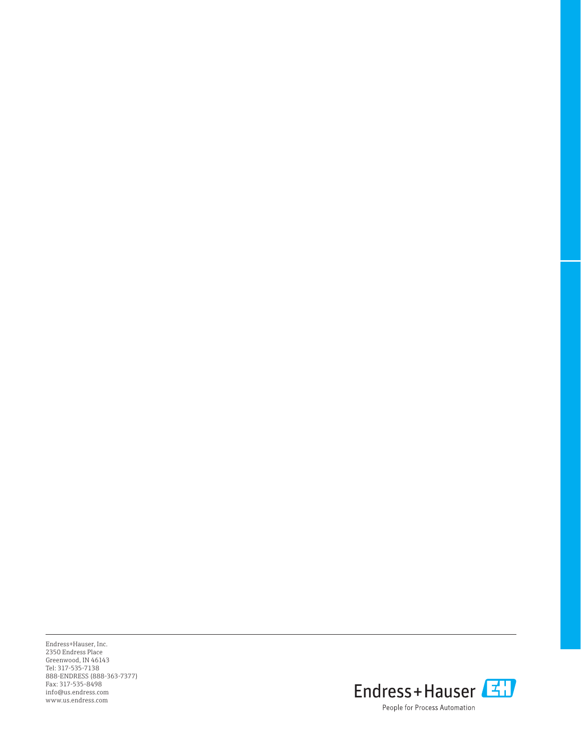Endress+Hauser, Inc.
2350 Endress Place
Greenwood, IN 46143
Tel: 317-535-7138
888-ENDRESS (888-363-7377)
Fax: 317-535-8498
info@us.endress.com
www.us.endress.com

Endress+Hauser

People for Process Automation